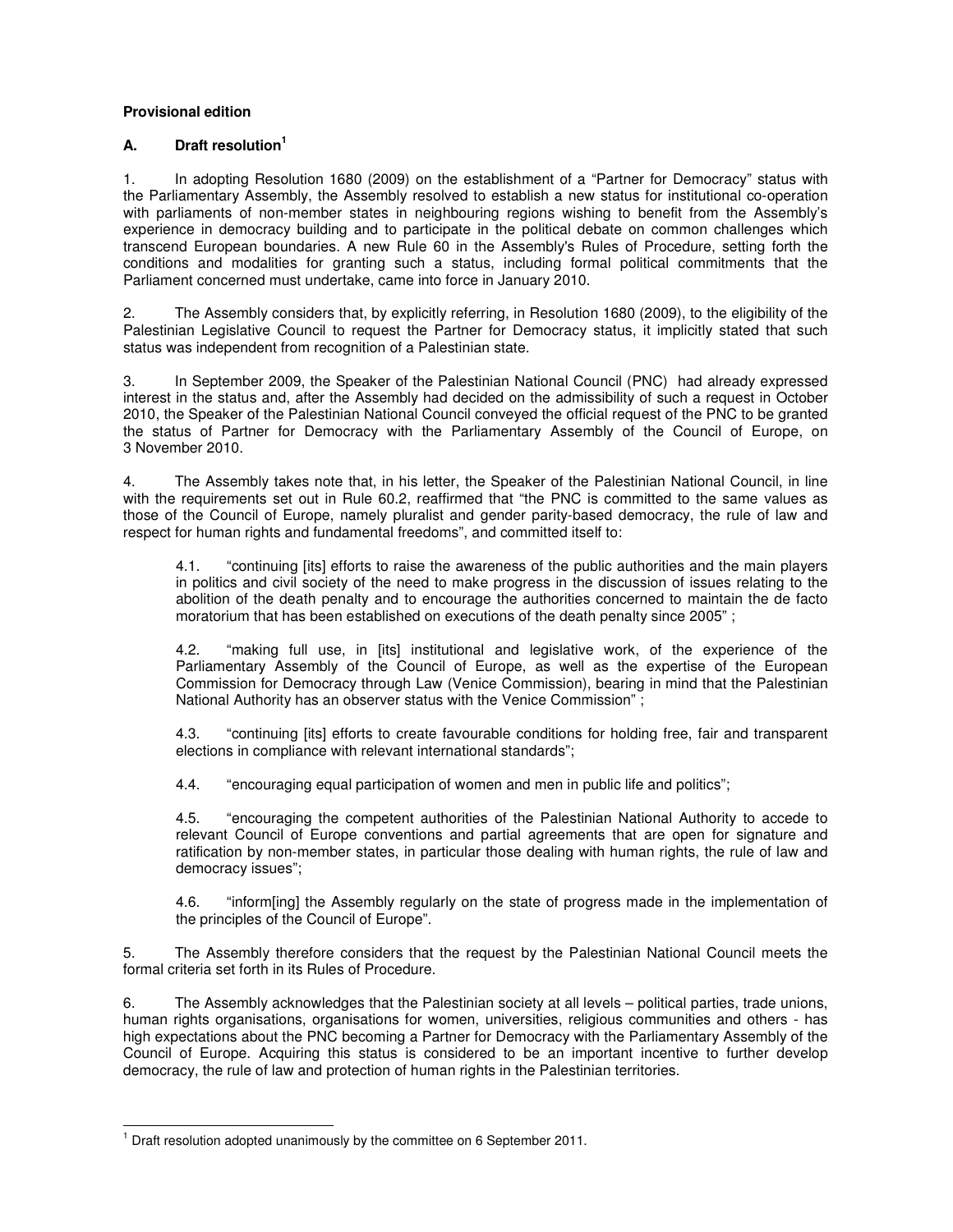**Provisional edition**

## A. Draft resolution[1]

1. In adopting Resolution 1680 (2009) on the establishment of a "Partner for Democracy" status with the Parliamentary Assembly, the Assembly resolved to establish a new status for institutional co-operation with parliaments of non-member states in neighbouring regions wishing to benefit from the Assembly's experience in democracy building and to participate in the political debate on common challenges which transcend European boundaries. A new Rule 60 in the Assembly's Rules of Procedure, setting forth the conditions and modalities for granting such a status, including formal political commitments that the Parliament concerned must undertake, came into force in January 2010.

2. The Assembly considers that, by explicitly referring, in Resolution 1680 (2009), to the eligibility of the Palestinian Legislative Council to request the Partner for Democracy status, it implicitly stated that such status was independent from recognition of a Palestinian state.

3. In September 2009, the Speaker of the Palestinian National Council (PNC) had already expressed interest in the status and, after the Assembly had decided on the admissibility of such a request in October 2010, the Speaker of the Palestinian National Council conveyed the official request of the PNC to be granted the status of Partner for Democracy with the Parliamentary Assembly of the Council of Europe, on 3 November 2010.

4. The Assembly takes note that, in his letter, the Speaker of the Palestinian National Council, in line with the requirements set out in Rule 60.2, reaffirmed that "the PNC is committed to the same values as those of the Council of Europe, namely pluralist and gender parity-based democracy, the rule of law and respect for human rights and fundamental freedoms", and committed itself to:

> 4.1. "continuing [its] efforts to raise the awareness of the public authorities and the main players in politics and civil society of the need to make progress in the discussion of issues relating to the abolition of the death penalty and to encourage the authorities concerned to maintain the de facto moratorium that has been established on executions of the death penalty since 2005" ;
>
> 4.2. "making full use, in [its] institutional and legislative work, of the experience of the Parliamentary Assembly of the Council of Europe, as well as the expertise of the European Commission for Democracy through Law (Venice Commission), bearing in mind that the Palestinian National Authority has an observer status with the Venice Commission" ;
>
> 4.3. "continuing [its] efforts to create favourable conditions for holding free, fair and transparent elections in compliance with relevant international standards";
>
> 4.4. "encouraging equal participation of women and men in public life and politics";
>
> 4.5. "encouraging the competent authorities of the Palestinian National Authority to accede to relevant Council of Europe conventions and partial agreements that are open for signature and ratification by non-member states, in particular those dealing with human rights, the rule of law and democracy issues";
>
> 4.6. "inform[ing] the Assembly regularly on the state of progress made in the implementation of the principles of the Council of Europe".

5. The Assembly therefore considers that the request by the Palestinian National Council meets the formal criteria set forth in its Rules of Procedure.

6. The Assembly acknowledges that the Palestinian society at all levels – political parties, trade unions, human rights organisations, organisations for women, universities, religious communities and others - has high expectations about the PNC becoming a Partner for Democracy with the Parliamentary Assembly of the Council of Europe. Acquiring this status is considered to be an important incentive to further develop democracy, the rule of law and protection of human rights in the Palestinian territories.

---

[1] Draft resolution adopted unanimously by the committee on 6 September 2011.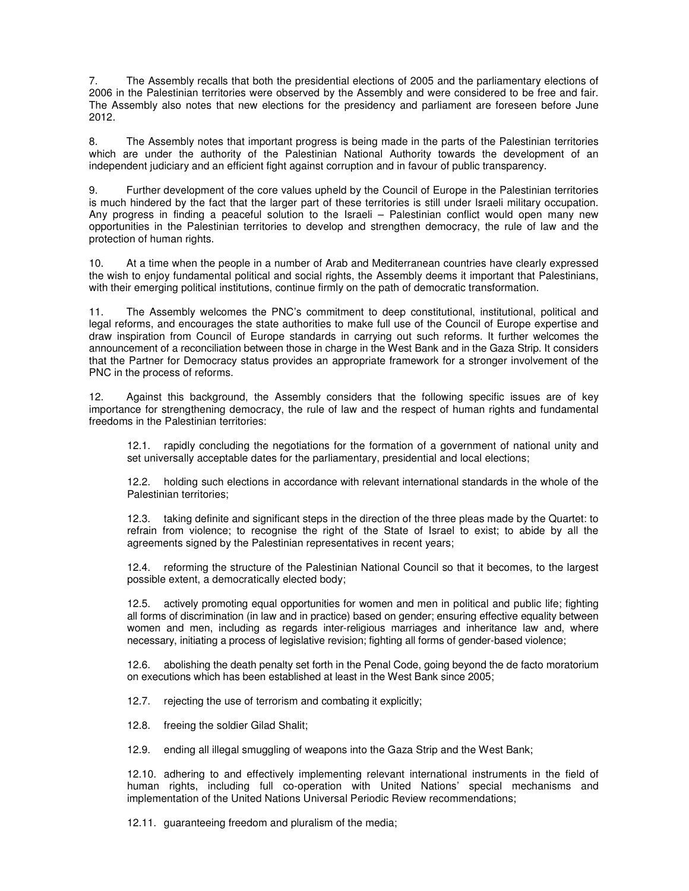7. The Assembly recalls that both the presidential elections of 2005 and the parliamentary elections of 2006 in the Palestinian territories were observed by the Assembly and were considered to be free and fair. The Assembly also notes that new elections for the presidency and parliament are foreseen before June 2012.

8. The Assembly notes that important progress is being made in the parts of the Palestinian territories which are under the authority of the Palestinian National Authority towards the development of an independent judiciary and an efficient fight against corruption and in favour of public transparency.

9. Further development of the core values upheld by the Council of Europe in the Palestinian territories is much hindered by the fact that the larger part of these territories is still under Israeli military occupation. Any progress in finding a peaceful solution to the Israeli – Palestinian conflict would open many new opportunities in the Palestinian territories to develop and strengthen democracy, the rule of law and the protection of human rights.

10. At a time when the people in a number of Arab and Mediterranean countries have clearly expressed the wish to enjoy fundamental political and social rights, the Assembly deems it important that Palestinians, with their emerging political institutions, continue firmly on the path of democratic transformation.

11. The Assembly welcomes the PNC's commitment to deep constitutional, institutional, political and legal reforms, and encourages the state authorities to make full use of the Council of Europe expertise and draw inspiration from Council of Europe standards in carrying out such reforms. It further welcomes the announcement of a reconciliation between those in charge in the West Bank and in the Gaza Strip. It considers that the Partner for Democracy status provides an appropriate framework for a stronger involvement of the PNC in the process of reforms.

12. Against this background, the Assembly considers that the following specific issues are of key importance for strengthening democracy, the rule of law and the respect of human rights and fundamental freedoms in the Palestinian territories:

12.1. rapidly concluding the negotiations for the formation of a government of national unity and set universally acceptable dates for the parliamentary, presidential and local elections;

12.2. holding such elections in accordance with relevant international standards in the whole of the Palestinian territories;

12.3. taking definite and significant steps in the direction of the three pleas made by the Quartet: to refrain from violence; to recognise the right of the State of Israel to exist; to abide by all the agreements signed by the Palestinian representatives in recent years;

12.4. reforming the structure of the Palestinian National Council so that it becomes, to the largest possible extent, a democratically elected body;

12.5. actively promoting equal opportunities for women and men in political and public life; fighting all forms of discrimination (in law and in practice) based on gender; ensuring effective equality between women and men, including as regards inter-religious marriages and inheritance law and, where necessary, initiating a process of legislative revision; fighting all forms of gender-based violence;

12.6. abolishing the death penalty set forth in the Penal Code, going beyond the de facto moratorium on executions which has been established at least in the West Bank since 2005;

12.7. rejecting the use of terrorism and combating it explicitly;

12.8. freeing the soldier Gilad Shalit;

12.9. ending all illegal smuggling of weapons into the Gaza Strip and the West Bank;

12.10. adhering to and effectively implementing relevant international instruments in the field of human rights, including full co-operation with United Nations' special mechanisms and implementation of the United Nations Universal Periodic Review recommendations;

12.11. guaranteeing freedom and pluralism of the media;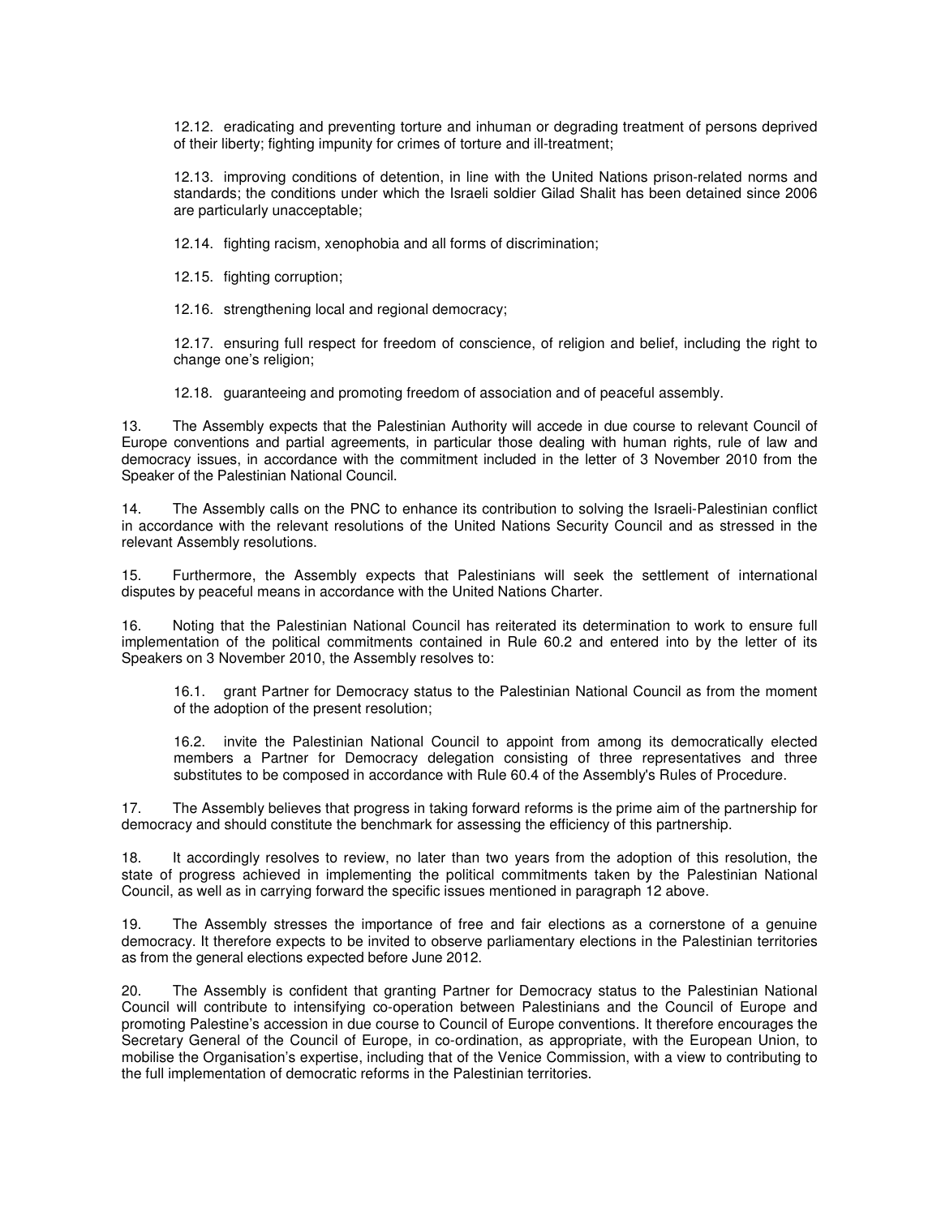12.12. eradicating and preventing torture and inhuman or degrading treatment of persons deprived of their liberty; fighting impunity for crimes of torture and ill-treatment;

12.13. improving conditions of detention, in line with the United Nations prison-related norms and standards; the conditions under which the Israeli soldier Gilad Shalit has been detained since 2006 are particularly unacceptable;

12.14. fighting racism, xenophobia and all forms of discrimination;

12.15. fighting corruption;

12.16. strengthening local and regional democracy;

12.17. ensuring full respect for freedom of conscience, of religion and belief, including the right to change one's religion;

12.18. guaranteeing and promoting freedom of association and of peaceful assembly.

13. The Assembly expects that the Palestinian Authority will accede in due course to relevant Council of Europe conventions and partial agreements, in particular those dealing with human rights, rule of law and democracy issues, in accordance with the commitment included in the letter of 3 November 2010 from the Speaker of the Palestinian National Council.

14. The Assembly calls on the PNC to enhance its contribution to solving the Israeli-Palestinian conflict in accordance with the relevant resolutions of the United Nations Security Council and as stressed in the relevant Assembly resolutions.

15. Furthermore, the Assembly expects that Palestinians will seek the settlement of international disputes by peaceful means in accordance with the United Nations Charter.

16. Noting that the Palestinian National Council has reiterated its determination to work to ensure full implementation of the political commitments contained in Rule 60.2 and entered into by the letter of its Speakers on 3 November 2010, the Assembly resolves to:

16.1. grant Partner for Democracy status to the Palestinian National Council as from the moment of the adoption of the present resolution;

16.2. invite the Palestinian National Council to appoint from among its democratically elected members a Partner for Democracy delegation consisting of three representatives and three substitutes to be composed in accordance with Rule 60.4 of the Assembly's Rules of Procedure.

17. The Assembly believes that progress in taking forward reforms is the prime aim of the partnership for democracy and should constitute the benchmark for assessing the efficiency of this partnership.

18. It accordingly resolves to review, no later than two years from the adoption of this resolution, the state of progress achieved in implementing the political commitments taken by the Palestinian National Council, as well as in carrying forward the specific issues mentioned in paragraph 12 above.

19. The Assembly stresses the importance of free and fair elections as a cornerstone of a genuine democracy. It therefore expects to be invited to observe parliamentary elections in the Palestinian territories as from the general elections expected before June 2012.

20. The Assembly is confident that granting Partner for Democracy status to the Palestinian National Council will contribute to intensifying co-operation between Palestinians and the Council of Europe and promoting Palestine's accession in due course to Council of Europe conventions. It therefore encourages the Secretary General of the Council of Europe, in co-ordination, as appropriate, with the European Union, to mobilise the Organisation's expertise, including that of the Venice Commission, with a view to contributing to the full implementation of democratic reforms in the Palestinian territories.